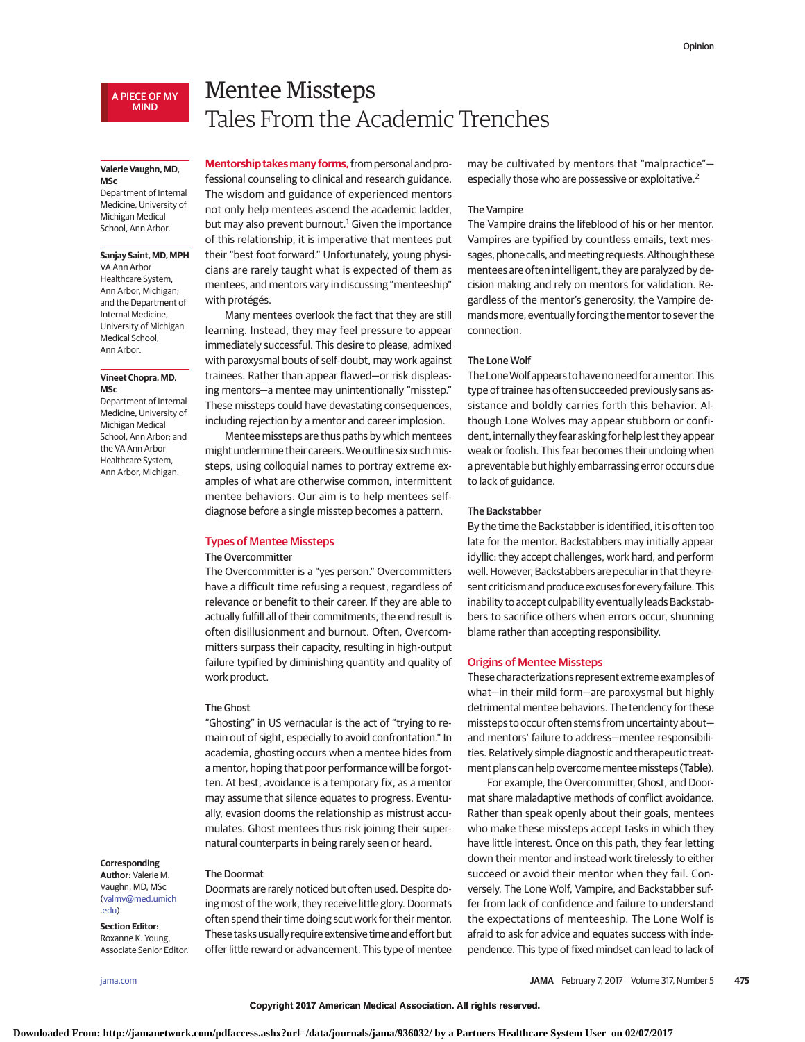A PIECE OF MY MIND

# Mentee Missteps

## Tales From the Academic Trenches

**Valerie Vaughn, MD, MSc**
Department of Internal Medicine, University of Michigan Medical School, Ann Arbor.

**Sanjay Saint, MD, MPH**
VA Ann Arbor Healthcare System, Ann Arbor, Michigan; and the Department of Internal Medicine, University of Michigan Medical School, Ann Arbor.

**Vineet Chopra, MD, MSc**
Department of Internal Medicine, University of Michigan Medical School, Ann Arbor; and the VA Ann Arbor Healthcare System, Ann Arbor, Michigan.

**Corresponding Author:** Valerie M. Vaughn, MD, MSc (valmv@med.umich.edu).

**Section Editor:** Roxanne K. Young, Associate Senior Editor.

**Mentorship takes many forms,** from personal and professional counseling to clinical and research guidance. The wisdom and guidance of experienced mentors not only help mentees ascend the academic ladder, but may also prevent burnout.[1] Given the importance of this relationship, it is imperative that mentees put their "best foot forward." Unfortunately, young physicians are rarely taught what is expected of them as mentees, and mentors vary in discussing "menteeship" with protégés.

Many mentees overlook the fact that they are still learning. Instead, they may feel pressure to appear immediately successful. This desire to please, admixed with paroxysmal bouts of self-doubt, may work against trainees. Rather than appear flawed—or risk displeasing mentors—a mentee may unintentionally "misstep." These missteps could have devastating consequences, including rejection by a mentor and career implosion.

Mentee missteps are thus paths by which mentees might undermine their careers. We outline six such missteps, using colloquial names to portray extreme examples of what are otherwise common, intermittent mentee behaviors. Our aim is to help mentees self-diagnose before a single misstep becomes a pattern.

## Types of Mentee Missteps

### The Overcommitter

The Overcommitter is a "yes person." Overcommitters have a difficult time refusing a request, regardless of relevance or benefit to their career. If they are able to actually fulfill all of their commitments, the end result is often disillusionment and burnout. Often, Overcommitters surpass their capacity, resulting in high-output failure typified by diminishing quantity and quality of work product.

### The Ghost

"Ghosting" in US vernacular is the act of "trying to remain out of sight, especially to avoid confrontation." In academia, ghosting occurs when a mentee hides from a mentor, hoping that poor performance will be forgotten. At best, avoidance is a temporary fix, as a mentor may assume that silence equates to progress. Eventually, evasion dooms the relationship as mistrust accumulates. Ghost mentees thus risk joining their supernatural counterparts in being rarely seen or heard.

### The Doormat

Doormats are rarely noticed but often used. Despite doing most of the work, they receive little glory. Doormats often spend their time doing scut work for their mentor. These tasks usually require extensive time and effort but offer little reward or advancement. This type of mentee may be cultivated by mentors that "malpractice"—especially those who are possessive or exploitative.[2]

### The Vampire

The Vampire drains the lifeblood of his or her mentor. Vampires are typified by countless emails, text messages, phone calls, and meeting requests. Although these mentees are often intelligent, they are paralyzed by decision making and rely on mentors for validation. Regardless of the mentor's generosity, the Vampire demands more, eventually forcing the mentor to sever the connection.

### The Lone Wolf

The Lone Wolf appears to have no need for a mentor. This type of trainee has often succeeded previously sans assistance and boldly carries forth this behavior. Although Lone Wolves may appear stubborn or confident, internally they fear asking for help lest they appear weak or foolish. This fear becomes their undoing when a preventable but highly embarrassing error occurs due to lack of guidance.

### The Backstabber

By the time the Backstabber is identified, it is often too late for the mentor. Backstabbers may initially appear idyllic: they accept challenges, work hard, and perform well. However, Backstabbers are peculiar in that they resent criticism and produce excuses for every failure. This inability to accept culpability eventually leads Backstabbers to sacrifice others when errors occur, shunning blame rather than accepting responsibility.

## Origins of Mentee Missteps

These characterizations represent extreme examples of what—in their mild form—are paroxysmal but highly detrimental mentee behaviors. The tendency for these missteps to occur often stems from uncertainty about—and mentors' failure to address—mentee responsibilities. Relatively simple diagnostic and therapeutic treatment plans can help overcome mentee missteps (Table).

For example, the Overcommitter, Ghost, and Doormat share maladaptive methods of conflict avoidance. Rather than speak openly about their goals, mentees who make these missteps accept tasks in which they have little interest. Once on this path, they fear letting down their mentor and instead work tirelessly to either succeed or avoid their mentor when they fail. Conversely, The Lone Wolf, Vampire, and Backstabber suffer from lack of confidence and failure to understand the expectations of menteeship. The Lone Wolf is afraid to ask for advice and equates success with independence. This type of fixed mindset can lead to lack of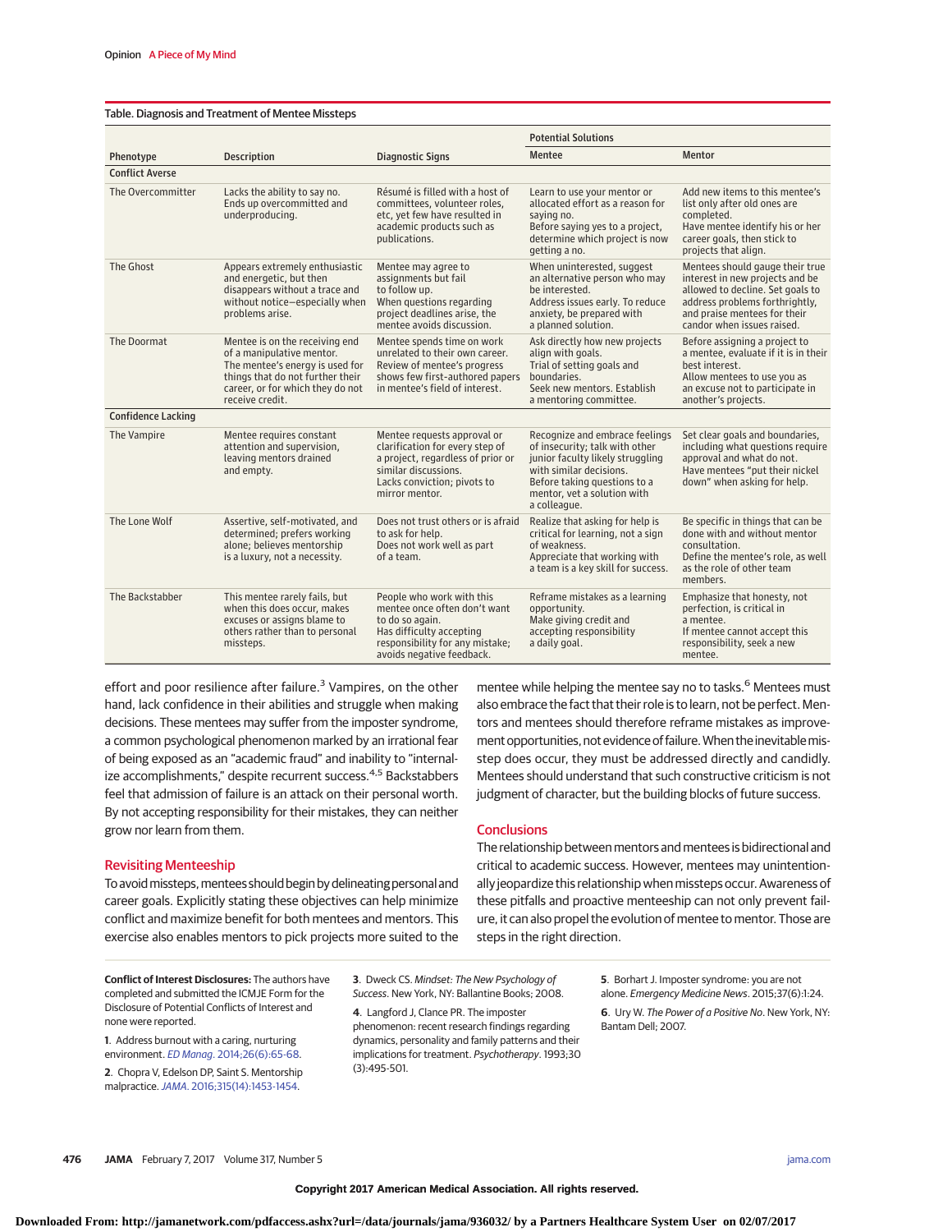Table. Diagnosis and Treatment of Mentee Missteps

| Phenotype | Description | Diagnostic Signs | Potential Solutions | |
|---|---|---|---|---|
| | | | Mentee | Mentor |
| **Conflict Averse** | | | | |
| The Overcommitter | Lacks the ability to say no. Ends up overcommitted and underproducing. | Résumé is filled with a host of committees, volunteer roles, etc, yet few have resulted in academic products such as publications. | Learn to use your mentor or allocated effort as a reason for saying no. Before saying yes to a project, determine which project is now getting a no. | Add new items to this mentee's list only after old ones are completed. Have mentee identify his or her career goals, then stick to projects that align. |
| The Ghost | Appears extremely enthusiastic and energetic, but then disappears without a trace and without notice—especially when problems arise. | Mentee may agree to assignments but fail to follow up. When questions regarding project deadlines arise, the mentee avoids discussion. | When uninterested, suggest an alternative person who may be interested. Address issues early. To reduce anxiety, be prepared with a planned solution. | Mentees should gauge their true interest in new projects and be allowed to decline. Set goals to address problems forthrightly, and praise mentees for their candor when issues raised. |
| The Doormat | Mentee is on the receiving end of a manipulative mentor. The mentee's energy is used for things that do not further their career, or for which they do not receive credit. | Mentee spends time on work unrelated to their own career. Review of mentee's progress shows few first-authored papers in mentee's field of interest. | Ask directly how new projects align with goals. Trial of setting goals and boundaries. Seek new mentors. Establish a mentoring committee. | Before assigning a project to a mentee, evaluate if it is in their best interest. Allow mentees to use you as an excuse not to participate in another's projects. |
| **Confidence Lacking** | | | | |
| The Vampire | Mentee requires constant attention and supervision, leaving mentors drained and empty. | Mentee requests approval or clarification for every step of a project, regardless of prior or similar discussions. Lacks conviction; pivots to mirror mentor. | Recognize and embrace feelings of insecurity; talk with other junior faculty likely struggling with similar decisions. Before taking questions to a mentor, vet a solution with a colleague. | Set clear goals and boundaries, including what questions require approval and what do not. Have mentees "put their nickel down" when asking for help. |
| The Lone Wolf | Assertive, self-motivated, and determined; prefers working alone; believes mentorship is a luxury, not a necessity. | Does not trust others or is afraid to ask for help. Does not work well as part of a team. | Realize that asking for help is critical for success, not a sign of weakness. Appreciate that working with a team is a key skill for success. | Be specific in things that can be done with and without mentor consultation. Define the mentee's role, as well as the role of other team members. |
| The Backstabber | This mentee rarely fails, but when this does occur, makes excuses or assigns blame to others rather than to personal missteps. | People who work with this mentee once often don't want to do so again. Has difficulty accepting responsibility for any mistake; avoids negative feedback. | Reframe mistakes as a learning opportunity. Make giving credit and accepting responsibility a daily goal. | Emphasize that honesty, not perfection, is critical in a mentee. If mentee cannot accept this responsibility, seek a new mentee. |

effort and poor resilience after failure.[3] Vampires, on the other hand, lack confidence in their abilities and struggle when making decisions. These mentees may suffer from the imposter syndrome, a common psychological phenomenon marked by an irrational fear of being exposed as an "academic fraud" and inability to "internalize accomplishments," despite recurrent success.[4,5] Backstabbers feel that admission of failure is an attack on their personal worth. By not accepting responsibility for their mistakes, they can neither grow nor learn from them.

## Revisiting Menteeship

To avoid missteps, mentees should begin by delineating personal and career goals. Explicitly stating these objectives can help minimize conflict and maximize benefit for both mentees and mentors. This exercise also enables mentors to pick projects more suited to the mentee while helping the mentee say no to tasks.[6] Mentees must also embrace the fact that their role is to learn, not be perfect. Mentors and mentees should therefore reframe mistakes as improvement opportunities, not evidence of failure. When the inevitable misstep does occur, they must be addressed directly and candidly. Mentees should understand that such constructive criticism is not judgment of character, but the building blocks of future success.

## Conclusions

The relationship between mentors and mentees is bidirectional and critical to academic success. However, mentees may unintentionally jeopardize this relationship when missteps occur. Awareness of these pitfalls and proactive menteeship can not only prevent failure, it can also propel the evolution of mentee to mentor. Those are steps in the right direction.

**Conflict of Interest Disclosures:** The authors have completed and submitted the ICMJE Form for the Disclosure of Potential Conflicts of Interest and none were reported.

1. Address burnout with a caring, nurturing environment. *ED Manag*. 2014;26(6):65-68.
2. Chopra V, Edelson DP, Saint S. Mentorship malpractice. *JAMA*. 2016;315(14):1453-1454.
3. Dweck CS. *Mindset: The New Psychology of Success*. New York, NY: Ballantine Books; 2008.
4. Langford J, Clance PR. The imposter phenomenon: recent research findings regarding dynamics, personality and family patterns and their implications for treatment. *Psychotherapy*. 1993;30(3):495-501.
5. Borhart J. Imposter syndrome: you are not alone. *Emergency Medicine News*. 2015;37(6):1:24.
6. Ury W. *The Power of a Positive No*. New York, NY: Bantam Dell; 2007.